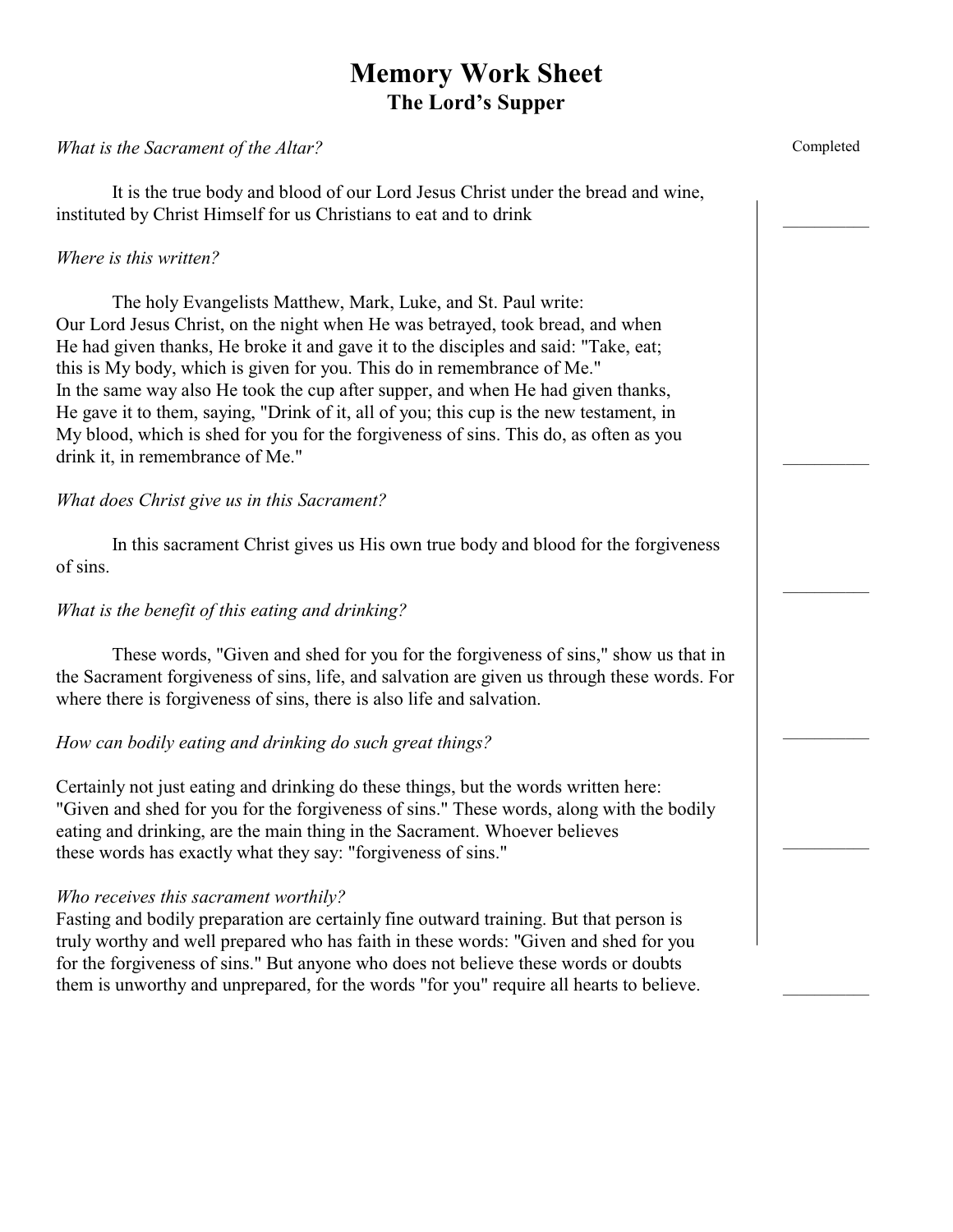# Memory Work Sheet
## The Lord's Supper

*What is the Sacrament of the Altar?* Completed

It is the true body and blood of our Lord Jesus Christ under the bread and wine, instituted by Christ Himself for us Christians to eat and to drink __________

*Where is this written?*

The holy Evangelists Matthew, Mark, Luke, and St. Paul write:
Our Lord Jesus Christ, on the night when He was betrayed, took bread, and when He had given thanks, He broke it and gave it to the disciples and said: "Take, eat; this is My body, which is given for you. This do in remembrance of Me."
In the same way also He took the cup after supper, and when He had given thanks, He gave it to them, saying, "Drink of it, all of you; this cup is the new testament, in My blood, which is shed for you for the forgiveness of sins. This do, as often as you drink it, in remembrance of Me." __________

*What does Christ give us in this Sacrament?*

In this sacrament Christ gives us His own true body and blood for the forgiveness of sins. __________

*What is the benefit of this eating and drinking?*

These words, "Given and shed for you for the forgiveness of sins," show us that in the Sacrament forgiveness of sins, life, and salvation are given us through these words. For where there is forgiveness of sins, there is also life and salvation. __________

*How can bodily eating and drinking do such great things?*

Certainly not just eating and drinking do these things, but the words written here: "Given and shed for you for the forgiveness of sins." These words, along with the bodily eating and drinking, are the main thing in the Sacrament. Whoever believes these words has exactly what they say: "forgiveness of sins." __________

*Who receives this sacrament worthily?*
Fasting and bodily preparation are certainly fine outward training. But that person is truly worthy and well prepared who has faith in these words: "Given and shed for you for the forgiveness of sins." But anyone who does not believe these words or doubts them is unworthy and unprepared, for the words "for you" require all hearts to believe. __________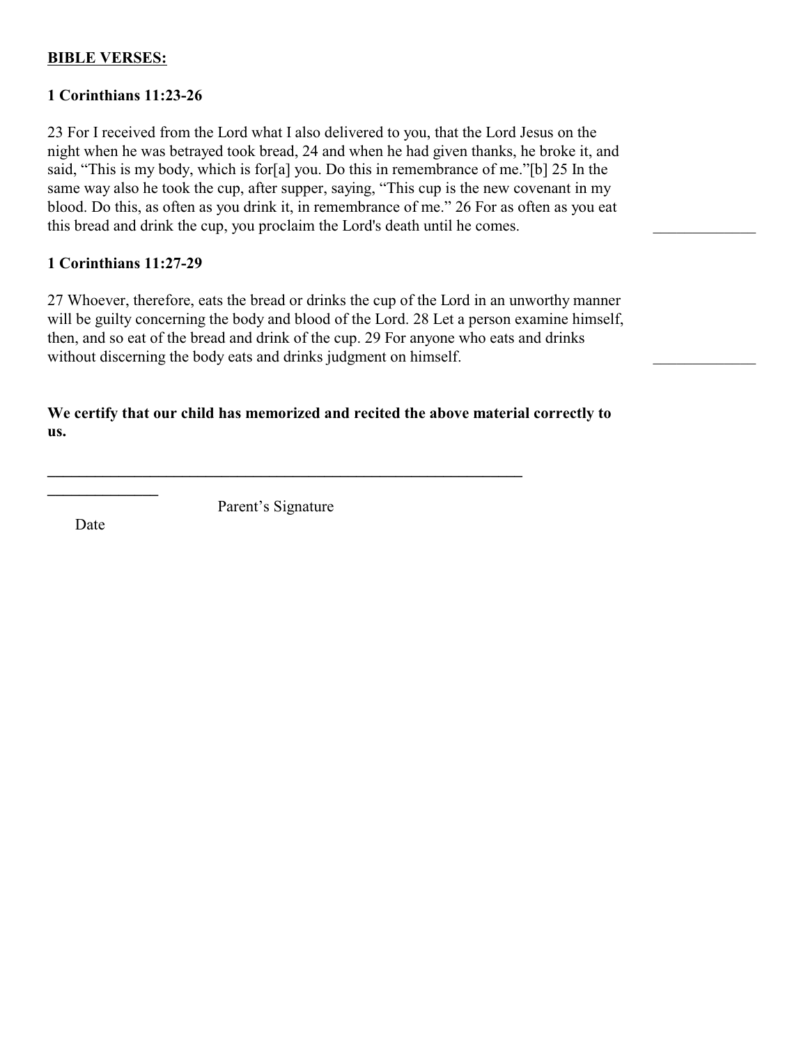**BIBLE VERSES:**

**1 Corinthians 11:23-26**

23 For I received from the Lord what I also delivered to you, that the Lord Jesus on the night when he was betrayed took bread, 24 and when he had given thanks, he broke it, and said, "This is my body, which is for[a] you. Do this in remembrance of me."[b] 25 In the same way also he took the cup, after supper, saying, "This cup is the new covenant in my blood. Do this, as often as you drink it, in remembrance of me." 26 For as often as you eat this bread and drink the cup, you proclaim the Lord's death until he comes. _____________

**1 Corinthians 11:27-29**

27 Whoever, therefore, eats the bread or drinks the cup of the Lord in an unworthy manner will be guilty concerning the body and blood of the Lord. 28 Let a person examine himself, then, and so eat of the bread and drink of the cup. 29 For anyone who eats and drinks without discerning the body eats and drinks judgment on himself. _____________

**We certify that our child has memorized and recited the above material correctly to us.**

_______________________________________________________________

______________

Parent's Signature

Date